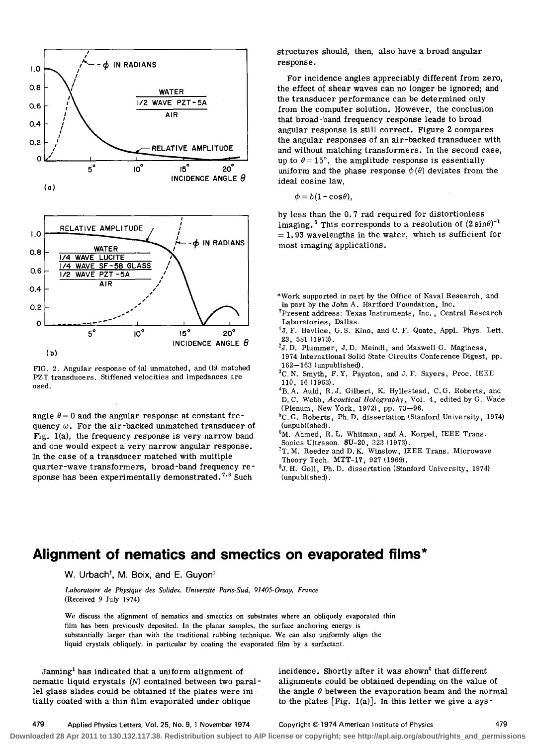FIG. 2. Angular response of (a) unmatched, and (b) matched PZT transducers. Stiffened velocities and impedances are used.

angle $\theta = 0$ and the angular response at constant frequency $\omega$. For the air-backed unmatched transducer of Fig. 1(a), the frequency response is very narrow band and one would expect a very narrow angular response. In the case of a transducer matched with multiple quarter-wave transformers, broad-band frequency response has been experimentally demonstrated.[7,8] Such structures should, then, also have a broad angular response.

For incidence angles appreciably different from zero, the effect of shear waves can no longer be ignored; and the transducer performance can be determined only from the computer solution. However, the conclusion that broad-band frequency response leads to broad angular response is still correct. Figure 2 compares the angular responses of an air-backed transducer with and without matching transformers. In the second case, up to $\theta = 15°$, the amplitude response is essentially uniform and the phase response $\phi(\theta)$ deviates from the ideal cosine law,

$$\phi = b(1 - \cos\theta),$$

by less than the 0.7 rad required for distortionless imaging.[6] This corresponds to a resolution of $(2\sin\theta)^{-1} = 1.93$ wavelengths in the water, which is sufficient for most imaging applications.

*Work supported in part by the Office of Naval Research, and in part by the John A. Hartford Foundation, Inc.

†Present address: Texas Instruments, Inc., Central Research Laboratories, Dallas.

[1] J. F. Havlice, G. S. Kino, and C. F. Quate, Appl. Phys. Lett. 23, 581 (1973).

[2] J. D. Plummer, J. D. Meindl, and Maxwell G. Maginess, 1974 International Solid State Circuits Conference Digest, pp. 162–163 (unpublished).

[3] C. N. Smyth, F. Y. Paynton, and J. F. Sayers, Proc. IEEE 110, 16 (1963).

[4] B. A. Auld, R. J. Gilbert, K. Hyllestead, C. G. Roberts, and D. C. Webb, *Acoutical Holography*, Vol. 4, edited by G. Wade (Plenum, New York, 1972), pp. 73–96.

[5] C. G. Roberts, Ph.D. dissertation (Stanford University, 1974) (unpublished).

[6] M. Ahmed, R. L. Whitman, and A. Korpel, IEEE Trans. Sonics Ultrason. SU-20, 323 (1973).

[7] T. M. Reeder and D. K. Winslow, IEEE Trans. Microwave Theory Tech. MTT-17, 927 (1969).

[8] J. H. Goll, Ph.D. dissertation (Stanford University, 1974) (unpublished).

# Alignment of nematics and smectics on evaporated films*

W. Urbach†, M. Boix, and E. Guyon‡

*Laboratoire de Physique des Solides, Université Paris-Sud, 91405-Orsay, France*
(Received 9 July 1974)

We discuss the alignment of nematics and smectics on substrates where an obliquely evaporated thin film has been previously deposited. In the planar samples, the surface anchoring energy is substantially larger than with the traditional rubbing technique. We can also uniformly align the liquid crystals obliquely, in particular by coating the evaporated film by a surfactant.

Janning[1] has indicated that a uniform alignment of nematic liquid crystals ($N$) contained between two parallel glass slides could be obtained if the plates were initially coated with a thin film evaporated under oblique incidence. Shortly after it was shown[2] that different alignments could be obtained depending on the value of the angle $\theta$ between the evaporation beam and the normal to the plates [Fig. 1(a)]. In this letter we give a sys-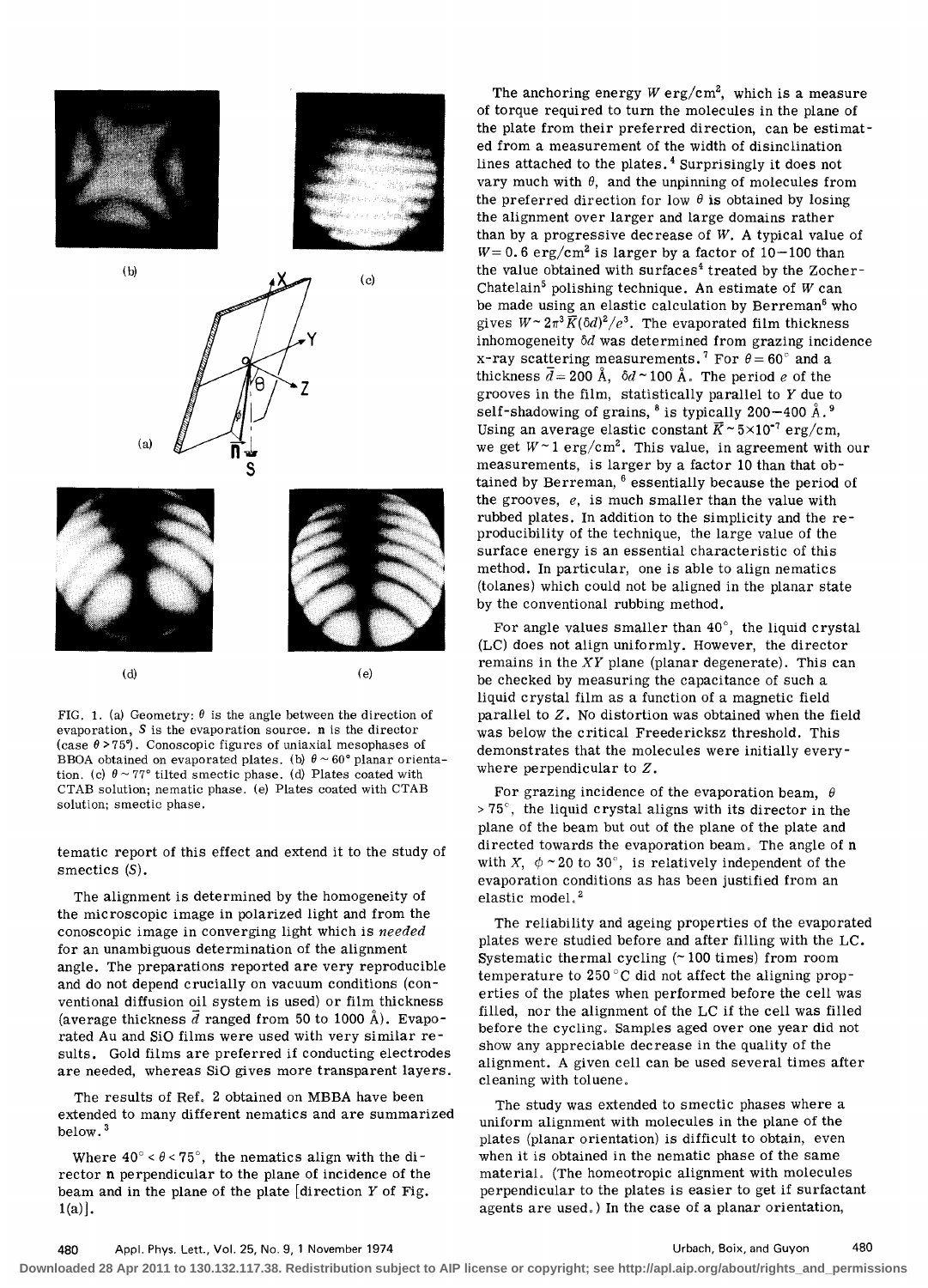FIG. 1. (a) Geometry: $\theta$ is the angle between the direction of evaporation, $S$ is the evaporation source. **n** is the director (case $\theta > 75°$). Conoscopic figures of uniaxial mesophases of BBOA obtained on evaporated plates. (b) $\theta \sim 60°$ planar orientation. (c) $\theta \sim 77°$ tilted smectic phase. (d) Plates coated with CTAB solution; nematic phase. (e) Plates coated with CTAB solution; smectic phase.

tematic report of this effect and extend it to the study of smectics ($S$).

The alignment is determined by the homogeneity of the microscopic image in polarized light and from the conoscopic image in converging light which is *needed* for an unambiguous determination of the alignment angle. The preparations reported are very reproducible and do not depend crucially on vacuum conditions (conventional diffusion oil system is used) or film thickness (average thickness $\bar{d}$ ranged from 50 to 1000 Å). Evaporated Au and SiO films were used with very similar results. Gold films are preferred if conducting electrodes are needed, whereas SiO gives more transparent layers.

The results of Ref. 2 obtained on MBBA have been extended to many different nematics and are summarized below.[3]

Where $40° < \theta < 75°$, the nematics align with the director **n** perpendicular to the plane of incidence of the beam and in the plane of the plate [direction $Y$ of Fig. 1(a)].

The anchoring energy $W$ erg/cm$^2$, which is a measure of torque required to turn the molecules in the plane of the plate from their preferred direction, can be estimated from a measurement of the width of disinclination lines attached to the plates.[4] Surprisingly it does not vary much with $\theta$, and the unpinning of molecules from the preferred direction for low $\theta$ is obtained by losing the alignment over larger and large domains rather than by a progressive decrease of $W$. A typical value of $W = 0.6$ erg/cm$^2$ is larger by a factor of 10–100 than the value obtained with surfaces[4] treated by the Zocher-Chatelain[5] polishing technique. An estimate of $W$ can be made using an elastic calculation by Berreman[6] who gives $W \sim 2\pi^3 \bar{K}(\delta d)^2/e^3$. The evaporated film thickness inhomogeneity $\delta d$ was determined from grazing incidence x-ray scattering measurements.[7] For $\theta = 60°$ and a thickness $\bar{d} = 200$ Å, $\delta d \sim 100$ Å. The period $e$ of the grooves in the film, statistically parallel to $Y$ due to self-shadowing of grains,[8] is typically 200–400 Å.[9] Using an average elastic constant $\bar{K} \sim 5 \times 10^{-7}$ erg/cm, we get $W \sim 1$ erg/cm$^2$. This value, in agreement with our measurements, is larger by a factor 10 than that obtained by Berreman,[6] essentially because the period of the grooves, $e$, is much smaller than the value with rubbed plates. In addition to the simplicity and the reproducibility of the technique, the large value of the surface energy is an essential characteristic of this method. In particular, one is able to align nematics (tolanes) which could not be aligned in the planar state by the conventional rubbing method.

For angle values smaller than 40°, the liquid crystal (LC) does not align uniformly. However, the director remains in the $XY$ plane (planar degenerate). This can be checked by measuring the capacitance of such a liquid crystal film as a function of a magnetic field parallel to $Z$. No distortion was obtained when the field was below the critical Freedericksz threshold. This demonstrates that the molecules were initially everywhere perpendicular to $Z$.

For grazing incidence of the evaporation beam, $\theta > 75°$, the liquid crystal aligns with its director in the plane of the beam but out of the plane of the plate and directed towards the evaporation beam. The angle of **n** with $X$, $\phi \sim 20$ to 30°, is relatively independent of the evaporation conditions as has been justified from an elastic model.[2]

The reliability and ageing properties of the evaporated plates were studied before and after filling with the LC. Systematic thermal cycling (~100 times) from room temperature to 250 °C did not affect the aligning properties of the plates when performed before the cell was filled, nor the alignment of the LC if the cell was filled before the cycling. Samples aged over one year did not show any appreciable decrease in the quality of the alignment. A given cell can be used several times after cleaning with toluene.

The study was extended to smectic phases where a uniform alignment with molecules in the plane of the plates (planar orientation) is difficult to obtain, even when it is obtained in the nematic phase of the same material. (The homeotropic alignment with molecules perpendicular to the plates is easier to get if surfactant agents are used.) In the case of a planar orientation,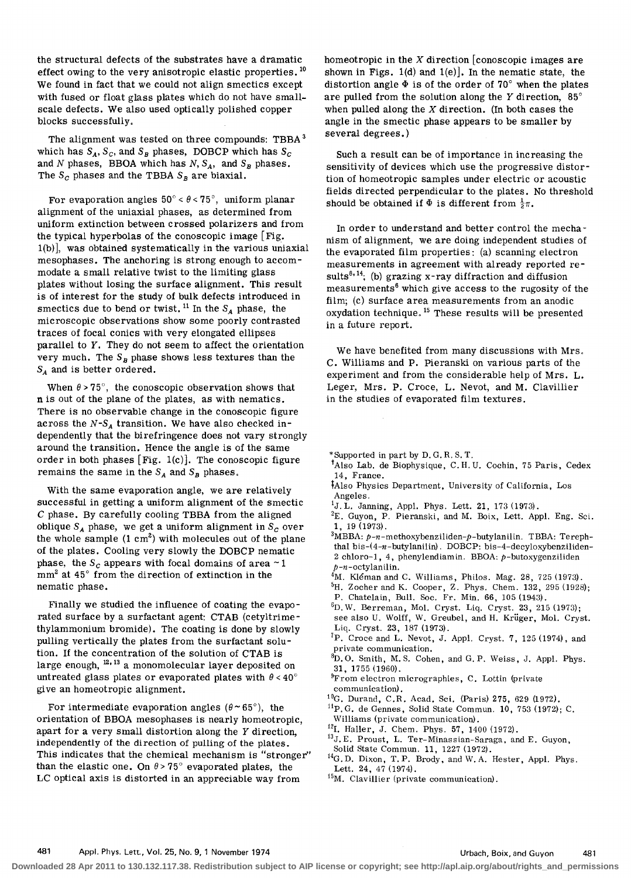the structural defects of the substrates have a dramatic effect owing to the very anisotropic elastic properties.[10] We found in fact that we could not align smectics except with fused or float glass plates which do not have small-scale defects. We also used optically polished copper blocks successfully.

The alignment was tested on three compounds: TBBA[3] which has $S_A$, $S_C$, and $S_B$ phases, DOBCP which has $S_C$ and $N$ phases, BBOA which has $N$, $S_A$, and $S_B$ phases. The $S_C$ phases and the TBBA $S_B$ are biaxial.

For evaporation angles $50° < \theta < 75°$, uniform planar alignment of the uniaxial phases, as determined from uniform extinction between crossed polarizers and from the typical hyperbolas of the conoscopic image [Fig. 1(b)], was obtained systematically in the various uniaxial mesophases. The anchoring is strong enough to accommodate a small relative twist to the limiting glass plates without losing the surface alignment. This result is of interest for the study of bulk defects introduced in smectics due to bend or twist.[11] In the $S_A$ phase, the microscopic observations show some poorly contrasted traces of focal conics with very elongated ellipses parallel to $Y$. They do not seem to affect the orientation very much. The $S_B$ phase shows less textures than the $S_A$ and is better ordered.

When $\theta > 75°$, the conoscopic observation shows that **n** is out of the plane of the plates, as with nematics. There is no observable change in the conoscopic figure across the $N$-$S_A$ transition. We have also checked independently that the birefringence does not vary strongly around the transition. Hence the angle is of the same order in both phases [Fig. 1(c)]. The conoscopic figure remains the same in the $S_A$ and $S_B$ phases.

With the same evaporation angle, we are relatively successful in getting a uniform alignment of the smectic $C$ phase. By carefully cooling TBBA from the aligned oblique $S_A$ phase, we get a uniform alignment in $S_C$ over the whole sample (1 cm$^2$) with molecules out of the plane of the plates. Cooling very slowly the DOBCP nematic phase, the $S_C$ appears with focal domains of area ~ 1 mm$^2$ at 45° from the direction of extinction in the nematic phase.

Finally we studied the influence of coating the evaporated surface by a surfactant agent: CTAB (cetyltrimethylammonium bromide). The coating is done by slowly pulling vertically the plates from the surfactant solution. If the concentration of the solution of CTAB is large enough,[12,13] a monomolecular layer deposited on untreated glass plates or evaporated plates with $\theta < 40°$ give an homeotropic alignment.

For intermediate evaporation angles ($\theta \sim 65°$), the orientation of BBOA mesophases is nearly homeotropic, apart for a very small distortion along the $Y$ direction, independently of the direction of pulling of the plates. This indicates that the chemical mechanism is "stronger" than the elastic one. On $\theta > 75°$ evaporated plates, the LC optical axis is distorted in an appreciable way from homeotropic in the $X$ direction [conoscopic images are shown in Figs. 1(d) and 1(e)]. In the nematic state, the distortion angle $\Phi$ is of the order of 70° when the plates are pulled from the solution along the $Y$ direction, 85° when pulled along the $X$ direction. (In both cases the angle in the smectic phase appears to be smaller by several degrees.)

Such a result can be of importance in increasing the sensitivity of devices which use the progressive distortion of homeotropic samples under electric or acoustic fields directed perpendicular to the plates. No threshold should be obtained if $\Phi$ is different from $\frac{1}{2}\pi$.

In order to understand and better control the mechanism of alignment, we are doing independent studies of the evaporated film properties: (a) scanning electron measurements in agreement with already reported results[8,14]; (b) grazing x-ray diffraction and diffusion measurements[6] which give access to the rugosity of the film; (c) surface area measurements from an anodic oxydation technique.[15] These results will be presented in a future report.

We have benefited from many discussions with Mrs. C. Williams and P. Pieranski on various parts of the experiment and from the considerable help of Mrs. L. Leger, Mrs. P. Croce, L. Nevot, and M. Clavillier in the studies of evaporated film textures.

*Supported in part by D.G.R.S.T.

†Also Lab. de Biophysique, C.H.U. Cochin, 75 Paris, Cedex 14, France.

‡Also Physics Department, University of California, Los Angeles.

[1] J.L. Janning, Appl. Phys. Lett. 21, 173 (1973).

[2] E. Guyon, P. Pieranski, and M. Boix, Lett. Appl. Eng. Sci. 1, 19 (1973).

[3] MBBA: $p$-$n$-methoxybenziliden-$p$-butylanilin. TBBA: Terephthal bis-(4-$n$-butylanilin). DOBCP: bis-4-decyloxybenziliden-2 chloro-1, 4, phenylendiamin. BBOA: $p$-butoxygenziliden $p$-$n$-octylanilin.

[4] M. Kléman and C. Williams, Philos. Mag. 28, 725 (1973).

[5] H. Zocher and K. Cooper, Z. Phys. Chem. 132, 295 (1928); P. Chatelain, Bull. Soc. Fr. Min. 66, 105 (1943).

[6] D.W. Berreman, Mol. Cryst. Liq. Cryst. 23, 215 (1973); see also U. Wolff, W. Greubel, and H. Krüger, Mol. Cryst. Liq. Cryst. 23, 187 (1973).

[7] P. Croce and L. Nevot, J. Appl. Cryst. 7, 125 (1974), and private communication.

[8] D.O. Smith, M.S. Cohen, and G.P. Weiss, J. Appl. Phys. 31, 1755 (1960).

[9] From electron micrographies, C. Lottin (private communication).

[10] G. Durand, C.R. Acad. Sci. (Paris) 275, 629 (1972).

[11] P.G. de Gennes, Solid State Commun. 10, 753 (1972); C. Williams (private communication).

[12] I. Haller, J. Chem. Phys. 57, 1400 (1972).

[13] J.E. Proust, L. Ter-Minassian-Saraga, and E. Guyon, Solid State Commun. 11, 1227 (1972).

[14] G.D. Dixon, T.P. Brody, and W.A. Hester, Appl. Phys. Lett. 24, 47 (1974).

[15] M. Clavillier (private communication).